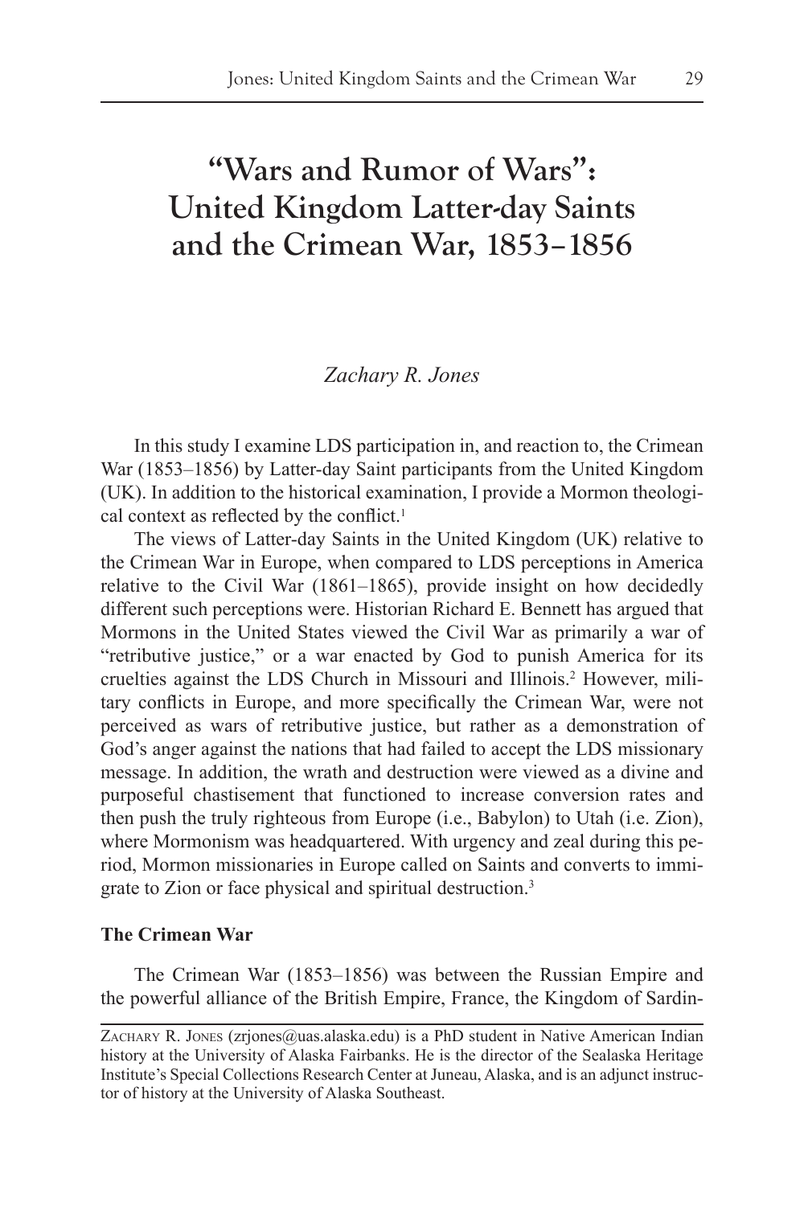# "Wars and Rumor of Wars": United Kingdom Latter-day Saints and the Crimean War, 1853–1856

*Zachary R. Jones*

In this study I examine LDS participation in, and reaction to, the Crimean War (1853–1856) by Latter-day Saint participants from the United Kingdom (UK). In addition to the historical examination, I provide a Mormon theological context as reflected by the conflict.[1]

The views of Latter-day Saints in the United Kingdom (UK) relative to the Crimean War in Europe, when compared to LDS perceptions in America relative to the Civil War (1861–1865), provide insight on how decidedly different such perceptions were. Historian Richard E. Bennett has argued that Mormons in the United States viewed the Civil War as primarily a war of "retributive justice," or a war enacted by God to punish America for its cruelties against the LDS Church in Missouri and Illinois.[2] However, military conflicts in Europe, and more specifically the Crimean War, were not perceived as wars of retributive justice, but rather as a demonstration of God's anger against the nations that had failed to accept the LDS missionary message. In addition, the wrath and destruction were viewed as a divine and purposeful chastisement that functioned to increase conversion rates and then push the truly righteous from Europe (i.e., Babylon) to Utah (i.e. Zion), where Mormonism was headquartered. With urgency and zeal during this period, Mormon missionaries in Europe called on Saints and converts to immigrate to Zion or face physical and spiritual destruction.[3]

## The Crimean War

The Crimean War (1853–1856) was between the Russian Empire and the powerful alliance of the British Empire, France, the Kingdom of Sardin-

---

Zachary R. Jones (zrjones@uas.alaska.edu) is a PhD student in Native American Indian history at the University of Alaska Fairbanks. He is the director of the Sealaska Heritage Institute's Special Collections Research Center at Juneau, Alaska, and is an adjunct instructor of history at the University of Alaska Southeast.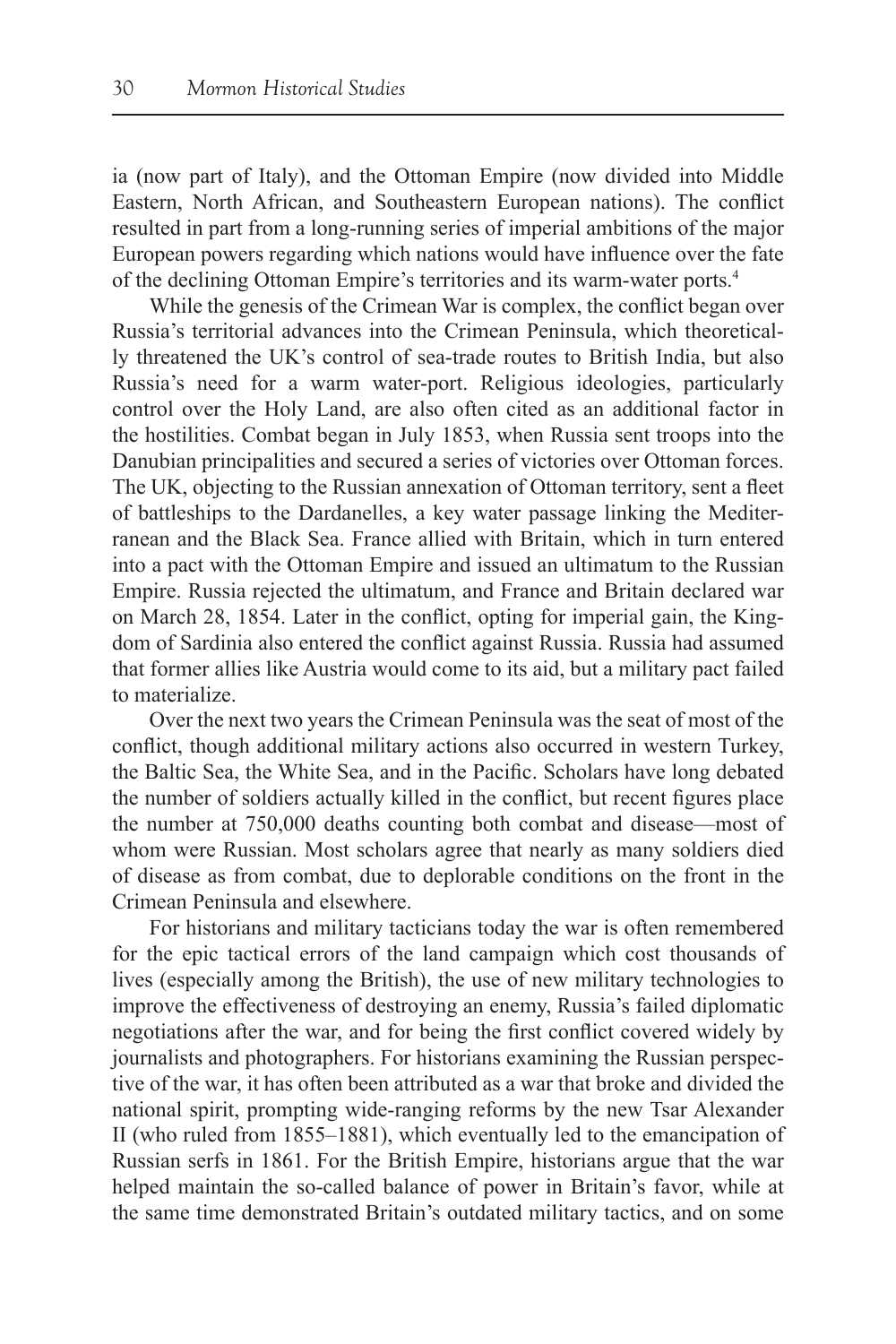ia (now part of Italy), and the Ottoman Empire (now divided into Middle Eastern, North African, and Southeastern European nations). The conflict resulted in part from a long-running series of imperial ambitions of the major European powers regarding which nations would have influence over the fate of the declining Ottoman Empire's territories and its warm-water ports.[4]

While the genesis of the Crimean War is complex, the conflict began over Russia's territorial advances into the Crimean Peninsula, which theoretically threatened the UK's control of sea-trade routes to British India, but also Russia's need for a warm water-port. Religious ideologies, particularly control over the Holy Land, are also often cited as an additional factor in the hostilities. Combat began in July 1853, when Russia sent troops into the Danubian principalities and secured a series of victories over Ottoman forces. The UK, objecting to the Russian annexation of Ottoman territory, sent a fleet of battleships to the Dardanelles, a key water passage linking the Mediterranean and the Black Sea. France allied with Britain, which in turn entered into a pact with the Ottoman Empire and issued an ultimatum to the Russian Empire. Russia rejected the ultimatum, and France and Britain declared war on March 28, 1854. Later in the conflict, opting for imperial gain, the Kingdom of Sardinia also entered the conflict against Russia. Russia had assumed that former allies like Austria would come to its aid, but a military pact failed to materialize.

Over the next two years the Crimean Peninsula was the seat of most of the conflict, though additional military actions also occurred in western Turkey, the Baltic Sea, the White Sea, and in the Pacific. Scholars have long debated the number of soldiers actually killed in the conflict, but recent figures place the number at 750,000 deaths counting both combat and disease—most of whom were Russian. Most scholars agree that nearly as many soldiers died of disease as from combat, due to deplorable conditions on the front in the Crimean Peninsula and elsewhere.

For historians and military tacticians today the war is often remembered for the epic tactical errors of the land campaign which cost thousands of lives (especially among the British), the use of new military technologies to improve the effectiveness of destroying an enemy, Russia's failed diplomatic negotiations after the war, and for being the first conflict covered widely by journalists and photographers. For historians examining the Russian perspective of the war, it has often been attributed as a war that broke and divided the national spirit, prompting wide-ranging reforms by the new Tsar Alexander II (who ruled from 1855–1881), which eventually led to the emancipation of Russian serfs in 1861. For the British Empire, historians argue that the war helped maintain the so-called balance of power in Britain's favor, while at the same time demonstrated Britain's outdated military tactics, and on some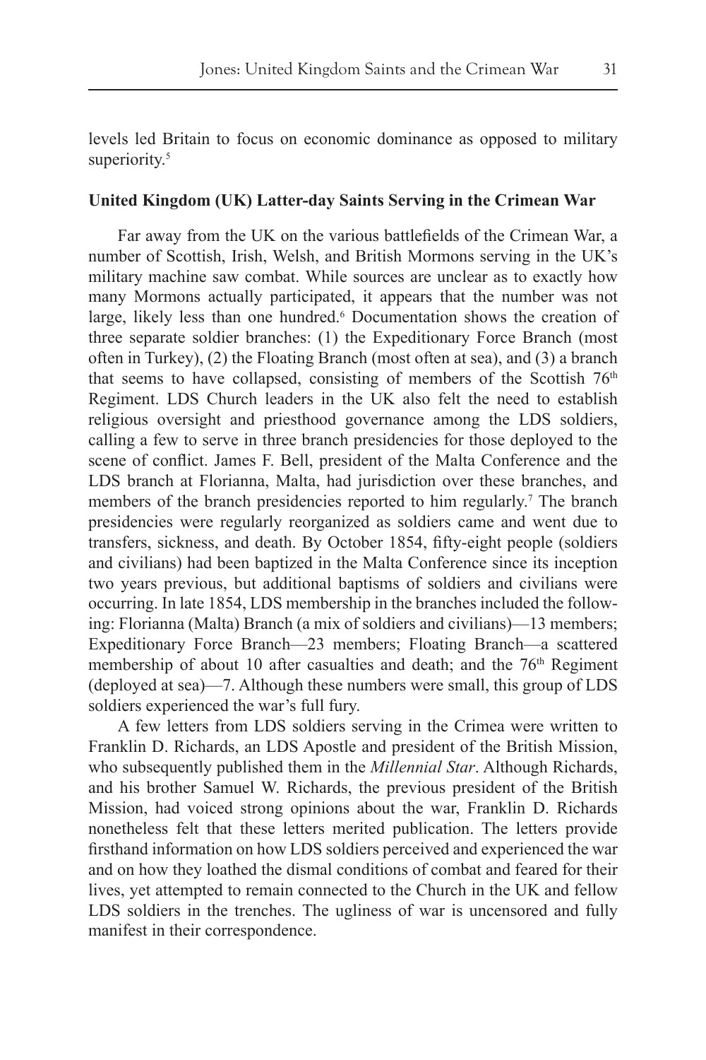levels led Britain to focus on economic dominance as opposed to military superiority.[5]

## United Kingdom (UK) Latter-day Saints Serving in the Crimean War

Far away from the UK on the various battlefields of the Crimean War, a number of Scottish, Irish, Welsh, and British Mormons serving in the UK's military machine saw combat. While sources are unclear as to exactly how many Mormons actually participated, it appears that the number was not large, likely less than one hundred.[6] Documentation shows the creation of three separate soldier branches: (1) the Expeditionary Force Branch (most often in Turkey), (2) the Floating Branch (most often at sea), and (3) a branch that seems to have collapsed, consisting of members of the Scottish 76th Regiment. LDS Church leaders in the UK also felt the need to establish religious oversight and priesthood governance among the LDS soldiers, calling a few to serve in three branch presidencies for those deployed to the scene of conflict. James F. Bell, president of the Malta Conference and the LDS branch at Florianna, Malta, had jurisdiction over these branches, and members of the branch presidencies reported to him regularly.[7] The branch presidencies were regularly reorganized as soldiers came and went due to transfers, sickness, and death. By October 1854, fifty-eight people (soldiers and civilians) had been baptized in the Malta Conference since its inception two years previous, but additional baptisms of soldiers and civilians were occurring. In late 1854, LDS membership in the branches included the following: Florianna (Malta) Branch (a mix of soldiers and civilians)—13 members; Expeditionary Force Branch—23 members; Floating Branch—a scattered membership of about 10 after casualties and death; and the 76th Regiment (deployed at sea)—7. Although these numbers were small, this group of LDS soldiers experienced the war's full fury.

A few letters from LDS soldiers serving in the Crimea were written to Franklin D. Richards, an LDS Apostle and president of the British Mission, who subsequently published them in the *Millennial Star*. Although Richards, and his brother Samuel W. Richards, the previous president of the British Mission, had voiced strong opinions about the war, Franklin D. Richards nonetheless felt that these letters merited publication. The letters provide firsthand information on how LDS soldiers perceived and experienced the war and on how they loathed the dismal conditions of combat and feared for their lives, yet attempted to remain connected to the Church in the UK and fellow LDS soldiers in the trenches. The ugliness of war is uncensored and fully manifest in their correspondence.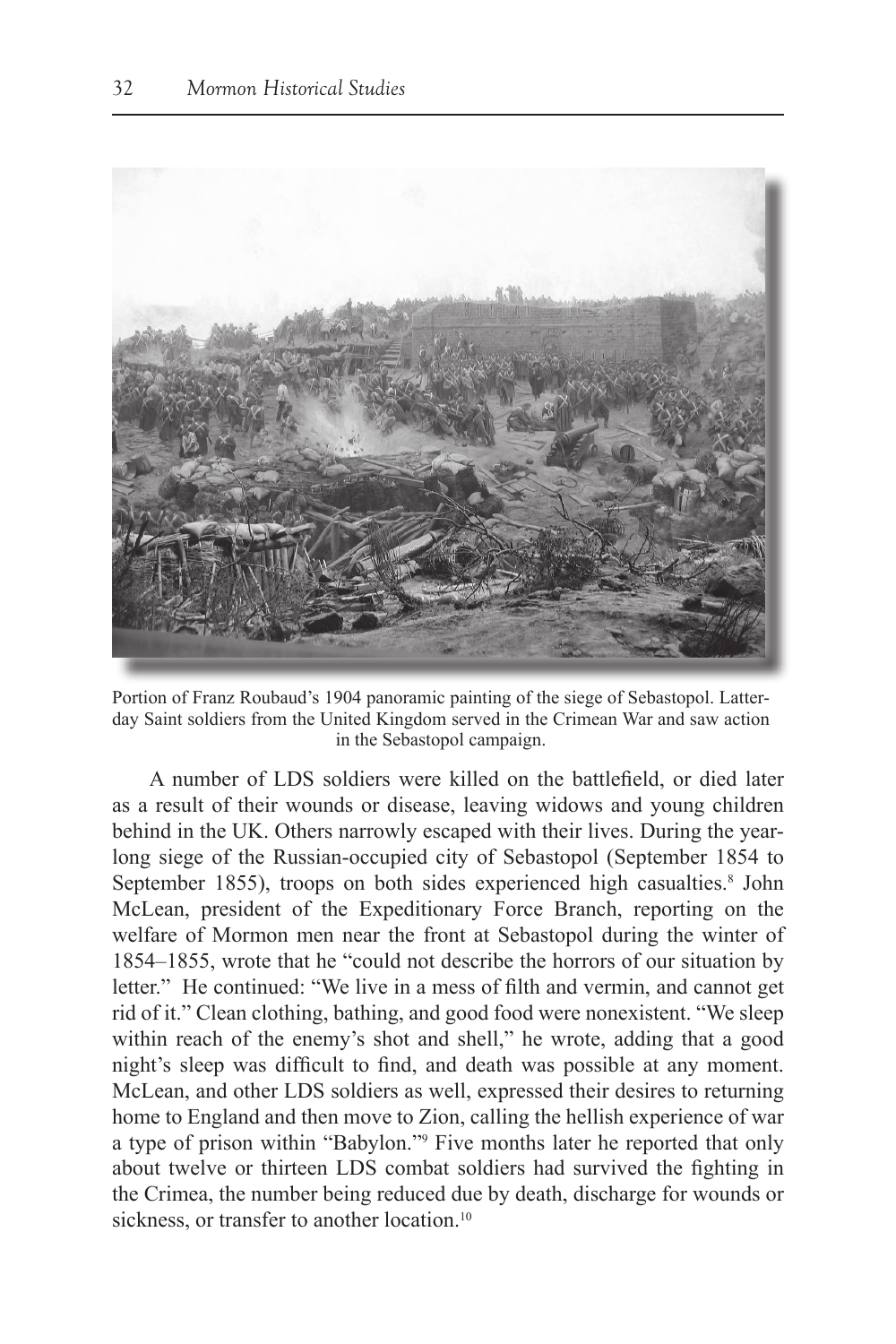Portion of Franz Roubaud's 1904 panoramic painting of the siege of Sebastopol. Latter-day Saint soldiers from the United Kingdom served in the Crimean War and saw action in the Sebastopol campaign.

A number of LDS soldiers were killed on the battlefield, or died later as a result of their wounds or disease, leaving widows and young children behind in the UK. Others narrowly escaped with their lives. During the year-long siege of the Russian-occupied city of Sebastopol (September 1854 to September 1855), troops on both sides experienced high casualties.[8] John McLean, president of the Expeditionary Force Branch, reporting on the welfare of Mormon men near the front at Sebastopol during the winter of 1854–1855, wrote that he "could not describe the horrors of our situation by letter." He continued: "We live in a mess of filth and vermin, and cannot get rid of it." Clean clothing, bathing, and good food were nonexistent. "We sleep within reach of the enemy's shot and shell," he wrote, adding that a good night's sleep was difficult to find, and death was possible at any moment. McLean, and other LDS soldiers as well, expressed their desires to returning home to England and then move to Zion, calling the hellish experience of war a type of prison within "Babylon."[9] Five months later he reported that only about twelve or thirteen LDS combat soldiers had survived the fighting in the Crimea, the number being reduced due by death, discharge for wounds or sickness, or transfer to another location.[10]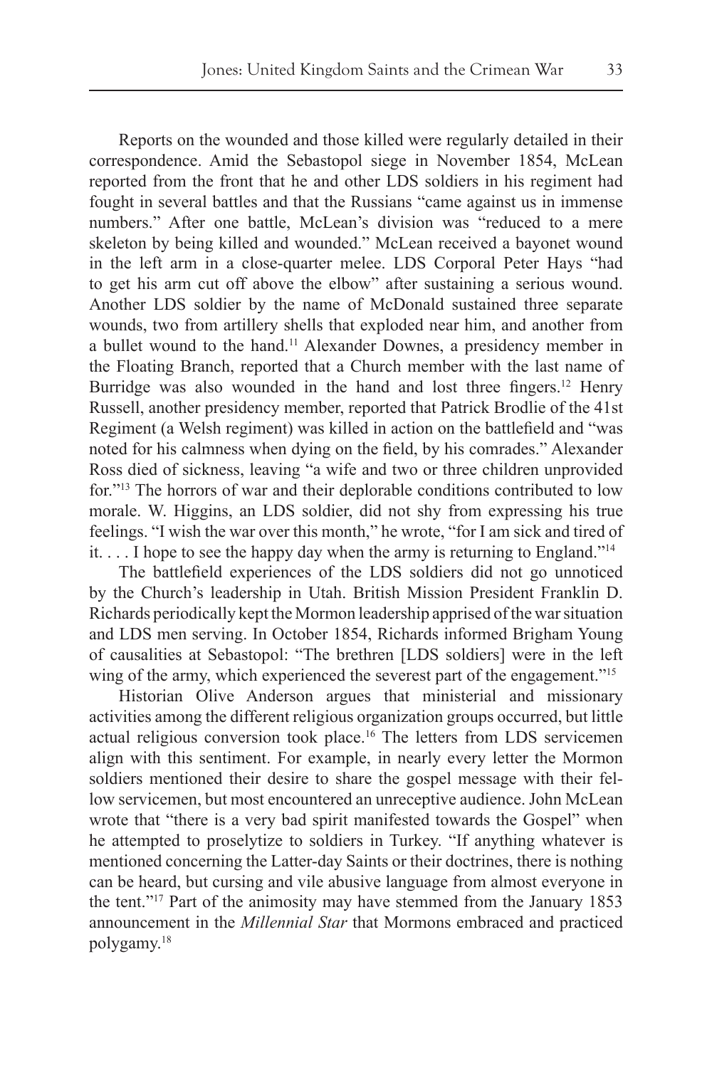Reports on the wounded and those killed were regularly detailed in their correspondence. Amid the Sebastopol siege in November 1854, McLean reported from the front that he and other LDS soldiers in his regiment had fought in several battles and that the Russians "came against us in immense numbers." After one battle, McLean's division was "reduced to a mere skeleton by being killed and wounded." McLean received a bayonet wound in the left arm in a close-quarter melee. LDS Corporal Peter Hays "had to get his arm cut off above the elbow" after sustaining a serious wound. Another LDS soldier by the name of McDonald sustained three separate wounds, two from artillery shells that exploded near him, and another from a bullet wound to the hand.[11] Alexander Downes, a presidency member in the Floating Branch, reported that a Church member with the last name of Burridge was also wounded in the hand and lost three fingers.[12] Henry Russell, another presidency member, reported that Patrick Brodlie of the 41st Regiment (a Welsh regiment) was killed in action on the battlefield and "was noted for his calmness when dying on the field, by his comrades." Alexander Ross died of sickness, leaving "a wife and two or three children unprovided for."[13] The horrors of war and their deplorable conditions contributed to low morale. W. Higgins, an LDS soldier, did not shy from expressing his true feelings. "I wish the war over this month," he wrote, "for I am sick and tired of it. . . . I hope to see the happy day when the army is returning to England."[14]

The battlefield experiences of the LDS soldiers did not go unnoticed by the Church's leadership in Utah. British Mission President Franklin D. Richards periodically kept the Mormon leadership apprised of the war situation and LDS men serving. In October 1854, Richards informed Brigham Young of causalities at Sebastopol: "The brethren [LDS soldiers] were in the left wing of the army, which experienced the severest part of the engagement."[15]

Historian Olive Anderson argues that ministerial and missionary activities among the different religious organization groups occurred, but little actual religious conversion took place.[16] The letters from LDS servicemen align with this sentiment. For example, in nearly every letter the Mormon soldiers mentioned their desire to share the gospel message with their fellow servicemen, but most encountered an unreceptive audience. John McLean wrote that "there is a very bad spirit manifested towards the Gospel" when he attempted to proselytize to soldiers in Turkey. "If anything whatever is mentioned concerning the Latter-day Saints or their doctrines, there is nothing can be heard, but cursing and vile abusive language from almost everyone in the tent."[17] Part of the animosity may have stemmed from the January 1853 announcement in the *Millennial Star* that Mormons embraced and practiced polygamy.[18]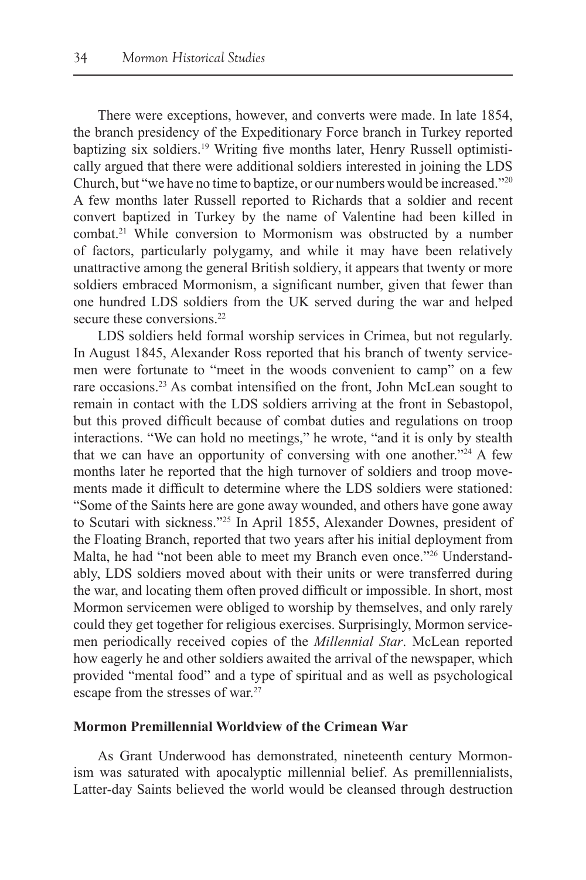There were exceptions, however, and converts were made. In late 1854, the branch presidency of the Expeditionary Force branch in Turkey reported baptizing six soldiers.[19] Writing five months later, Henry Russell optimistically argued that there were additional soldiers interested in joining the LDS Church, but "we have no time to baptize, or our numbers would be increased."[20] A few months later Russell reported to Richards that a soldier and recent convert baptized in Turkey by the name of Valentine had been killed in combat.[21] While conversion to Mormonism was obstructed by a number of factors, particularly polygamy, and while it may have been relatively unattractive among the general British soldiery, it appears that twenty or more soldiers embraced Mormonism, a significant number, given that fewer than one hundred LDS soldiers from the UK served during the war and helped secure these conversions.[22]

LDS soldiers held formal worship services in Crimea, but not regularly. In August 1845, Alexander Ross reported that his branch of twenty servicemen were fortunate to "meet in the woods convenient to camp" on a few rare occasions.[23] As combat intensified on the front, John McLean sought to remain in contact with the LDS soldiers arriving at the front in Sebastopol, but this proved difficult because of combat duties and regulations on troop interactions. "We can hold no meetings," he wrote, "and it is only by stealth that we can have an opportunity of conversing with one another."[24] A few months later he reported that the high turnover of soldiers and troop movements made it difficult to determine where the LDS soldiers were stationed: "Some of the Saints here are gone away wounded, and others have gone away to Scutari with sickness."[25] In April 1855, Alexander Downes, president of the Floating Branch, reported that two years after his initial deployment from Malta, he had "not been able to meet my Branch even once."[26] Understandably, LDS soldiers moved about with their units or were transferred during the war, and locating them often proved difficult or impossible. In short, most Mormon servicemen were obliged to worship by themselves, and only rarely could they get together for religious exercises. Surprisingly, Mormon servicemen periodically received copies of the *Millennial Star*. McLean reported how eagerly he and other soldiers awaited the arrival of the newspaper, which provided "mental food" and a type of spiritual and as well as psychological escape from the stresses of war.[27]

## Mormon Premillennial Worldview of the Crimean War

As Grant Underwood has demonstrated, nineteenth century Mormonism was saturated with apocalyptic millennial belief. As premillennialists, Latter-day Saints believed the world would be cleansed through destruction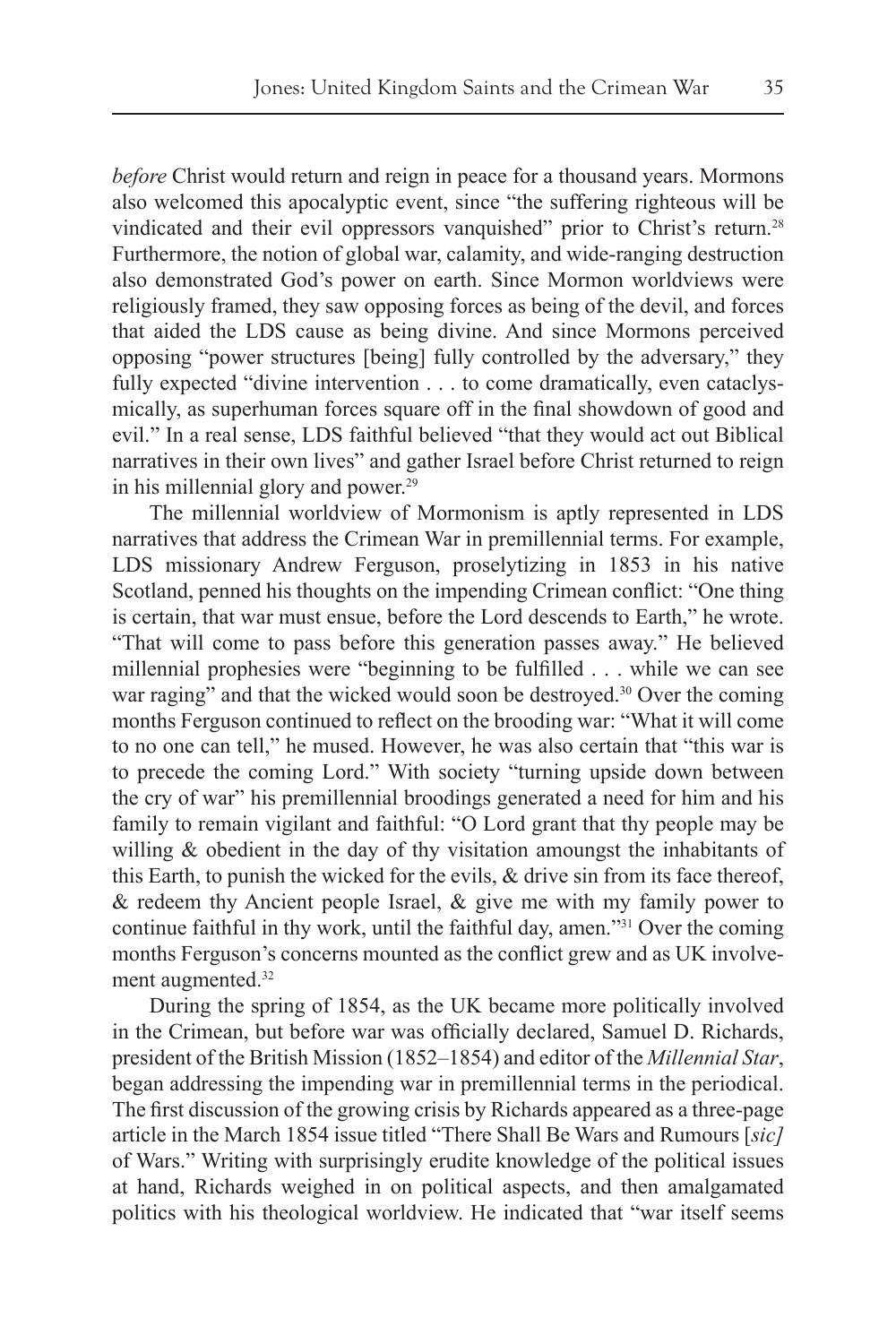*before* Christ would return and reign in peace for a thousand years. Mormons also welcomed this apocalyptic event, since "the suffering righteous will be vindicated and their evil oppressors vanquished" prior to Christ's return.[28] Furthermore, the notion of global war, calamity, and wide-ranging destruction also demonstrated God's power on earth. Since Mormon worldviews were religiously framed, they saw opposing forces as being of the devil, and forces that aided the LDS cause as being divine. And since Mormons perceived opposing "power structures [being] fully controlled by the adversary," they fully expected "divine intervention . . . to come dramatically, even cataclysmically, as superhuman forces square off in the final showdown of good and evil." In a real sense, LDS faithful believed "that they would act out Biblical narratives in their own lives" and gather Israel before Christ returned to reign in his millennial glory and power.[29]

The millennial worldview of Mormonism is aptly represented in LDS narratives that address the Crimean War in premillennial terms. For example, LDS missionary Andrew Ferguson, proselytizing in 1853 in his native Scotland, penned his thoughts on the impending Crimean conflict: "One thing is certain, that war must ensue, before the Lord descends to Earth," he wrote. "That will come to pass before this generation passes away." He believed millennial prophesies were "beginning to be fulfilled . . . while we can see war raging" and that the wicked would soon be destroyed.[30] Over the coming months Ferguson continued to reflect on the brooding war: "What it will come to no one can tell," he mused. However, he was also certain that "this war is to precede the coming Lord." With society "turning upside down between the cry of war" his premillennial broodings generated a need for him and his family to remain vigilant and faithful: "O Lord grant that thy people may be willing & obedient in the day of thy visitation amoungst the inhabitants of this Earth, to punish the wicked for the evils, & drive sin from its face thereof, & redeem thy Ancient people Israel, & give me with my family power to continue faithful in thy work, until the faithful day, amen."[31] Over the coming months Ferguson's concerns mounted as the conflict grew and as UK involvement augmented.[32]

During the spring of 1854, as the UK became more politically involved in the Crimean, but before war was officially declared, Samuel D. Richards, president of the British Mission (1852–1854) and editor of the *Millennial Star*, began addressing the impending war in premillennial terms in the periodical. The first discussion of the growing crisis by Richards appeared as a three-page article in the March 1854 issue titled "There Shall Be Wars and Rumours [*sic]* of Wars." Writing with surprisingly erudite knowledge of the political issues at hand, Richards weighed in on political aspects, and then amalgamated politics with his theological worldview. He indicated that "war itself seems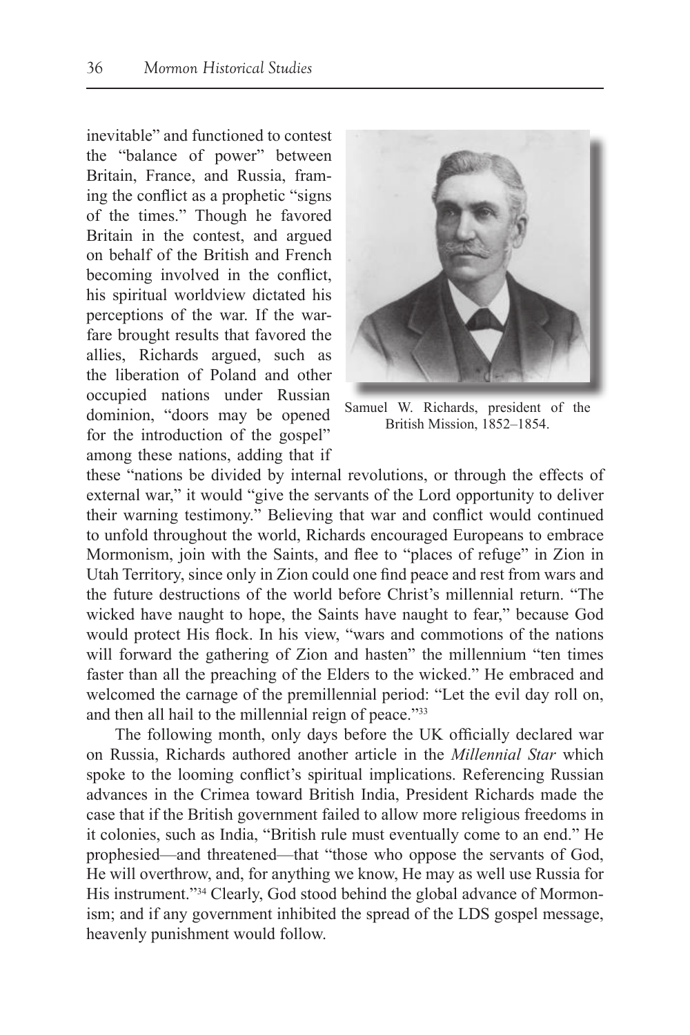inevitable" and functioned to contest the "balance of power" between Britain, France, and Russia, framing the conflict as a prophetic "signs of the times." Though he favored Britain in the contest, and argued on behalf of the British and French becoming involved in the conflict, his spiritual worldview dictated his perceptions of the war. If the warfare brought results that favored the allies, Richards argued, such as the liberation of Poland and other occupied nations under Russian dominion, "doors may be opened for the introduction of the gospel" among these nations, adding that if these "nations be divided by internal revolutions, or through the effects of external war," it would "give the servants of the Lord opportunity to deliver their warning testimony." Believing that war and conflict would continued to unfold throughout the world, Richards encouraged Europeans to embrace Mormonism, join with the Saints, and flee to "places of refuge" in Zion in Utah Territory, since only in Zion could one find peace and rest from wars and the future destructions of the world before Christ's millennial return. "The wicked have naught to hope, the Saints have naught to fear," because God would protect His flock. In his view, "wars and commotions of the nations will forward the gathering of Zion and hasten" the millennium "ten times faster than all the preaching of the Elders to the wicked." He embraced and welcomed the carnage of the premillennial period: "Let the evil day roll on, and then all hail to the millennial reign of peace."[33]

Samuel W. Richards, president of the British Mission, 1852–1854.

The following month, only days before the UK officially declared war on Russia, Richards authored another article in the *Millennial Star* which spoke to the looming conflict's spiritual implications. Referencing Russian advances in the Crimea toward British India, President Richards made the case that if the British government failed to allow more religious freedoms in it colonies, such as India, "British rule must eventually come to an end." He prophesied—and threatened—that "those who oppose the servants of God, He will overthrow, and, for anything we know, He may as well use Russia for His instrument."[34] Clearly, God stood behind the global advance of Mormonism; and if any government inhibited the spread of the LDS gospel message, heavenly punishment would follow.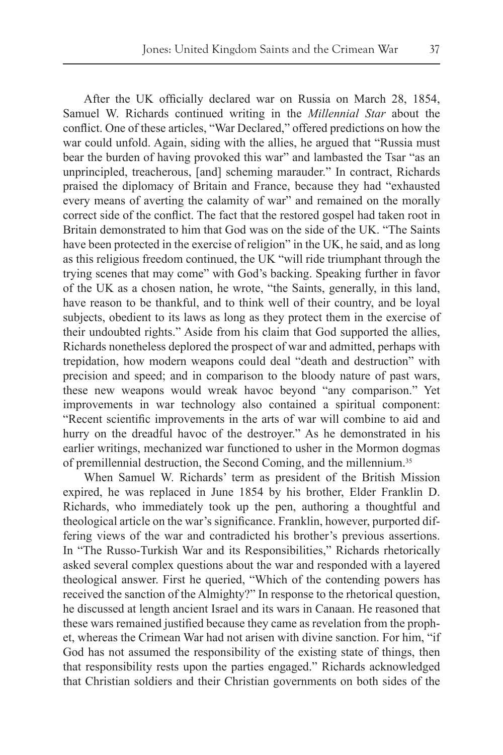After the UK officially declared war on Russia on March 28, 1854, Samuel W. Richards continued writing in the *Millennial Star* about the conflict. One of these articles, "War Declared," offered predictions on how the war could unfold. Again, siding with the allies, he argued that "Russia must bear the burden of having provoked this war" and lambasted the Tsar "as an unprincipled, treacherous, [and] scheming marauder." In contract, Richards praised the diplomacy of Britain and France, because they had "exhausted every means of averting the calamity of war" and remained on the morally correct side of the conflict. The fact that the restored gospel had taken root in Britain demonstrated to him that God was on the side of the UK. "The Saints have been protected in the exercise of religion" in the UK, he said, and as long as this religious freedom continued, the UK "will ride triumphant through the trying scenes that may come" with God's backing. Speaking further in favor of the UK as a chosen nation, he wrote, "the Saints, generally, in this land, have reason to be thankful, and to think well of their country, and be loyal subjects, obedient to its laws as long as they protect them in the exercise of their undoubted rights." Aside from his claim that God supported the allies, Richards nonetheless deplored the prospect of war and admitted, perhaps with trepidation, how modern weapons could deal "death and destruction" with precision and speed; and in comparison to the bloody nature of past wars, these new weapons would wreak havoc beyond "any comparison." Yet improvements in war technology also contained a spiritual component: "Recent scientific improvements in the arts of war will combine to aid and hurry on the dreadful havoc of the destroyer." As he demonstrated in his earlier writings, mechanized war functioned to usher in the Mormon dogmas of premillennial destruction, the Second Coming, and the millennium.[35]

When Samuel W. Richards' term as president of the British Mission expired, he was replaced in June 1854 by his brother, Elder Franklin D. Richards, who immediately took up the pen, authoring a thoughtful and theological article on the war's significance. Franklin, however, purported differing views of the war and contradicted his brother's previous assertions. In "The Russo-Turkish War and its Responsibilities," Richards rhetorically asked several complex questions about the war and responded with a layered theological answer. First he queried, "Which of the contending powers has received the sanction of the Almighty?" In response to the rhetorical question, he discussed at length ancient Israel and its wars in Canaan. He reasoned that these wars remained justified because they came as revelation from the prophet, whereas the Crimean War had not arisen with divine sanction. For him, "if God has not assumed the responsibility of the existing state of things, then that responsibility rests upon the parties engaged." Richards acknowledged that Christian soldiers and their Christian governments on both sides of the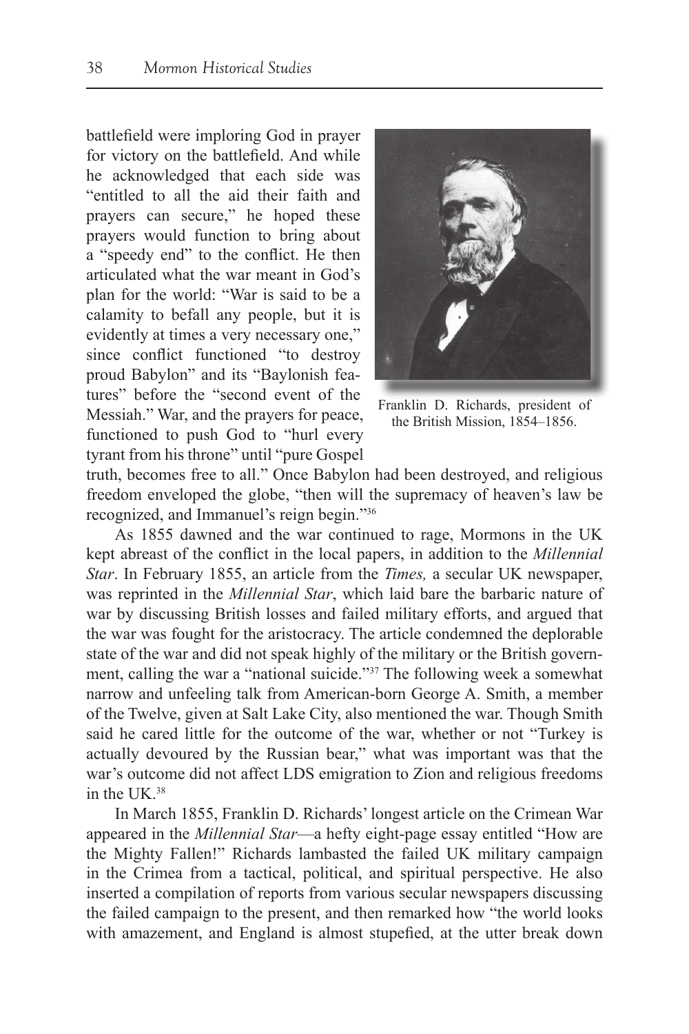battlefield were imploring God in prayer for victory on the battlefield. And while he acknowledged that each side was "entitled to all the aid their faith and prayers can secure," he hoped these prayers would function to bring about a "speedy end" to the conflict. He then articulated what the war meant in God's plan for the world: "War is said to be a calamity to befall any people, but it is evidently at times a very necessary one," since conflict functioned "to destroy proud Babylon" and its "Baylonish features" before the "second event of the Messiah." War, and the prayers for peace, functioned to push God to "hurl every tyrant from his throne" until "pure Gospel truth, becomes free to all." Once Babylon had been destroyed, and religious freedom enveloped the globe, "then will the supremacy of heaven's law be recognized, and Immanuel's reign begin."[36]

Franklin D. Richards, president of the British Mission, 1854–1856.

As 1855 dawned and the war continued to rage, Mormons in the UK kept abreast of the conflict in the local papers, in addition to the *Millennial Star*. In February 1855, an article from the *Times,* a secular UK newspaper, was reprinted in the *Millennial Star*, which laid bare the barbaric nature of war by discussing British losses and failed military efforts, and argued that the war was fought for the aristocracy. The article condemned the deplorable state of the war and did not speak highly of the military or the British government, calling the war a "national suicide."[37] The following week a somewhat narrow and unfeeling talk from American-born George A. Smith, a member of the Twelve, given at Salt Lake City, also mentioned the war. Though Smith said he cared little for the outcome of the war, whether or not "Turkey is actually devoured by the Russian bear," what was important was that the war's outcome did not affect LDS emigration to Zion and religious freedoms in the UK.[38]

In March 1855, Franklin D. Richards' longest article on the Crimean War appeared in the *Millennial Star*—a hefty eight-page essay entitled "How are the Mighty Fallen!" Richards lambasted the failed UK military campaign in the Crimea from a tactical, political, and spiritual perspective. He also inserted a compilation of reports from various secular newspapers discussing the failed campaign to the present, and then remarked how "the world looks with amazement, and England is almost stupefied, at the utter break down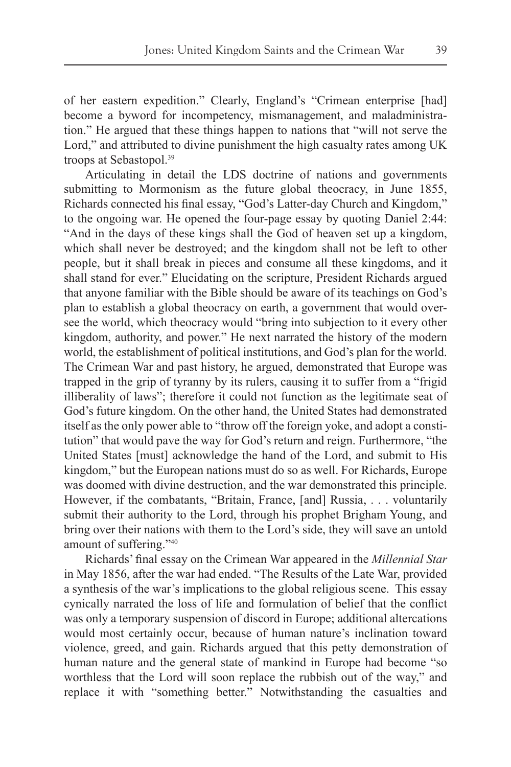of her eastern expedition." Clearly, England's "Crimean enterprise [had] become a byword for incompetency, mismanagement, and maladministration." He argued that these things happen to nations that "will not serve the Lord," and attributed to divine punishment the high casualty rates among UK troops at Sebastopol.[39]

Articulating in detail the LDS doctrine of nations and governments submitting to Mormonism as the future global theocracy, in June 1855, Richards connected his final essay, "God's Latter-day Church and Kingdom," to the ongoing war. He opened the four-page essay by quoting Daniel 2:44: "And in the days of these kings shall the God of heaven set up a kingdom, which shall never be destroyed; and the kingdom shall not be left to other people, but it shall break in pieces and consume all these kingdoms, and it shall stand for ever." Elucidating on the scripture, President Richards argued that anyone familiar with the Bible should be aware of its teachings on God's plan to establish a global theocracy on earth, a government that would oversee the world, which theocracy would "bring into subjection to it every other kingdom, authority, and power." He next narrated the history of the modern world, the establishment of political institutions, and God's plan for the world. The Crimean War and past history, he argued, demonstrated that Europe was trapped in the grip of tyranny by its rulers, causing it to suffer from a "frigid illiberality of laws"; therefore it could not function as the legitimate seat of God's future kingdom. On the other hand, the United States had demonstrated itself as the only power able to "throw off the foreign yoke, and adopt a constitution" that would pave the way for God's return and reign. Furthermore, "the United States [must] acknowledge the hand of the Lord, and submit to His kingdom," but the European nations must do so as well. For Richards, Europe was doomed with divine destruction, and the war demonstrated this principle. However, if the combatants, "Britain, France, [and] Russia, . . . voluntarily submit their authority to the Lord, through his prophet Brigham Young, and bring over their nations with them to the Lord's side, they will save an untold amount of suffering."[40]

Richards' final essay on the Crimean War appeared in the *Millennial Star* in May 1856, after the war had ended. "The Results of the Late War, provided a synthesis of the war's implications to the global religious scene. This essay cynically narrated the loss of life and formulation of belief that the conflict was only a temporary suspension of discord in Europe; additional altercations would most certainly occur, because of human nature's inclination toward violence, greed, and gain. Richards argued that this petty demonstration of human nature and the general state of mankind in Europe had become "so worthless that the Lord will soon replace the rubbish out of the way," and replace it with "something better." Notwithstanding the casualties and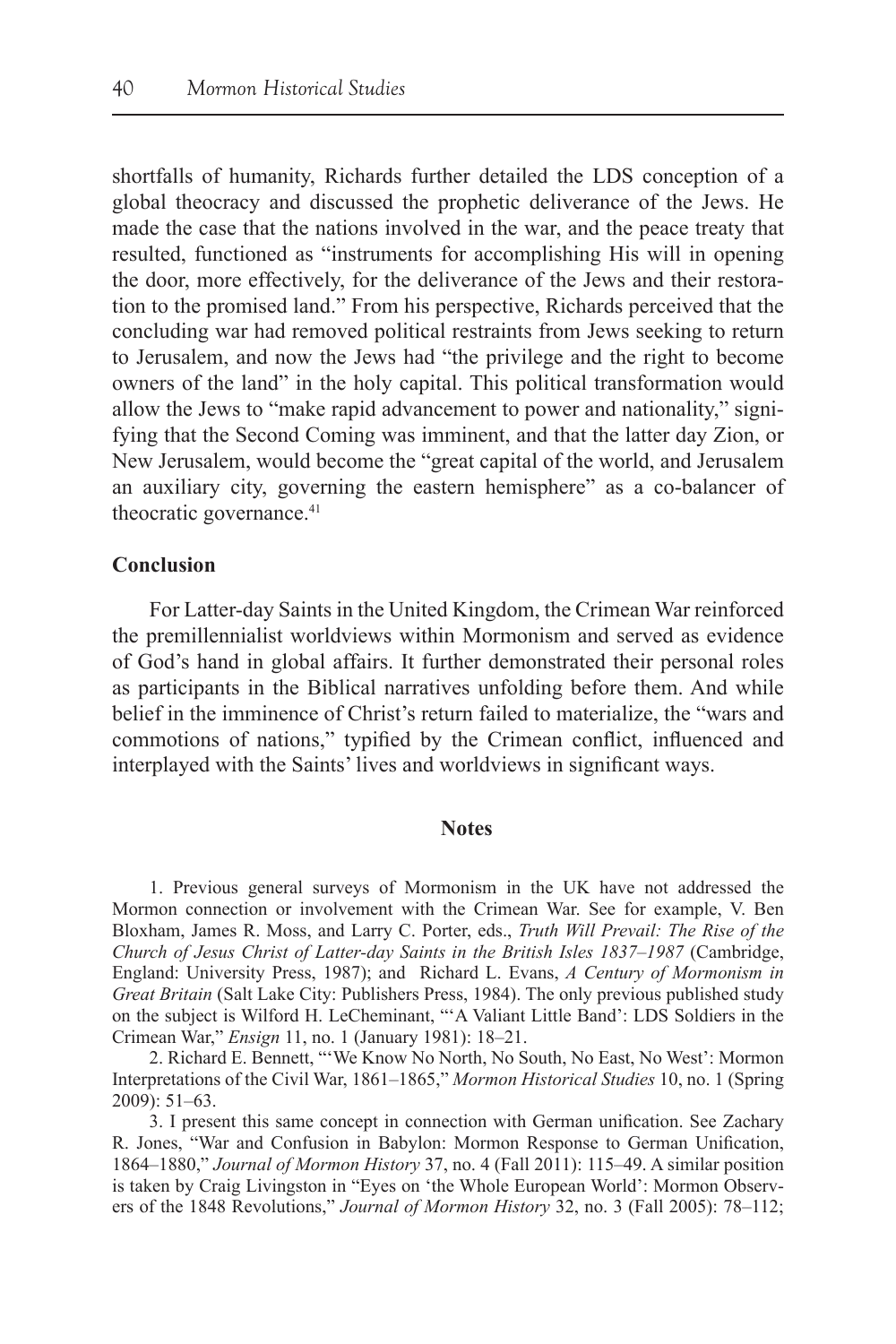shortfalls of humanity, Richards further detailed the LDS conception of a global theocracy and discussed the prophetic deliverance of the Jews. He made the case that the nations involved in the war, and the peace treaty that resulted, functioned as "instruments for accomplishing His will in opening the door, more effectively, for the deliverance of the Jews and their restoration to the promised land." From his perspective, Richards perceived that the concluding war had removed political restraints from Jews seeking to return to Jerusalem, and now the Jews had "the privilege and the right to become owners of the land" in the holy capital. This political transformation would allow the Jews to "make rapid advancement to power and nationality," signifying that the Second Coming was imminent, and that the latter day Zion, or New Jerusalem, would become the "great capital of the world, and Jerusalem an auxiliary city, governing the eastern hemisphere" as a co-balancer of theocratic governance.[41]

## Conclusion

For Latter-day Saints in the United Kingdom, the Crimean War reinforced the premillennialist worldviews within Mormonism and served as evidence of God's hand in global affairs. It further demonstrated their personal roles as participants in the Biblical narratives unfolding before them. And while belief in the imminence of Christ's return failed to materialize, the "wars and commotions of nations," typified by the Crimean conflict, influenced and interplayed with the Saints' lives and worldviews in significant ways.

## Notes

1. Previous general surveys of Mormonism in the UK have not addressed the Mormon connection or involvement with the Crimean War. See for example, V. Ben Bloxham, James R. Moss, and Larry C. Porter, eds., *Truth Will Prevail: The Rise of the Church of Jesus Christ of Latter-day Saints in the British Isles 1837–1987* (Cambridge, England: University Press, 1987); and Richard L. Evans, *A Century of Mormonism in Great Britain* (Salt Lake City: Publishers Press, 1984). The only previous published study on the subject is Wilford H. LeCheminant, "'A Valiant Little Band': LDS Soldiers in the Crimean War," *Ensign* 11, no. 1 (January 1981): 18–21.

2. Richard E. Bennett, "'We Know No North, No South, No East, No West': Mormon Interpretations of the Civil War, 1861–1865," *Mormon Historical Studies* 10, no. 1 (Spring 2009): 51–63.

3. I present this same concept in connection with German unification. See Zachary R. Jones, "War and Confusion in Babylon: Mormon Response to German Unification, 1864–1880," *Journal of Mormon History* 37, no. 4 (Fall 2011): 115–49. A similar position is taken by Craig Livingston in "Eyes on 'the Whole European World': Mormon Observers of the 1848 Revolutions," *Journal of Mormon History* 32, no. 3 (Fall 2005): 78–112;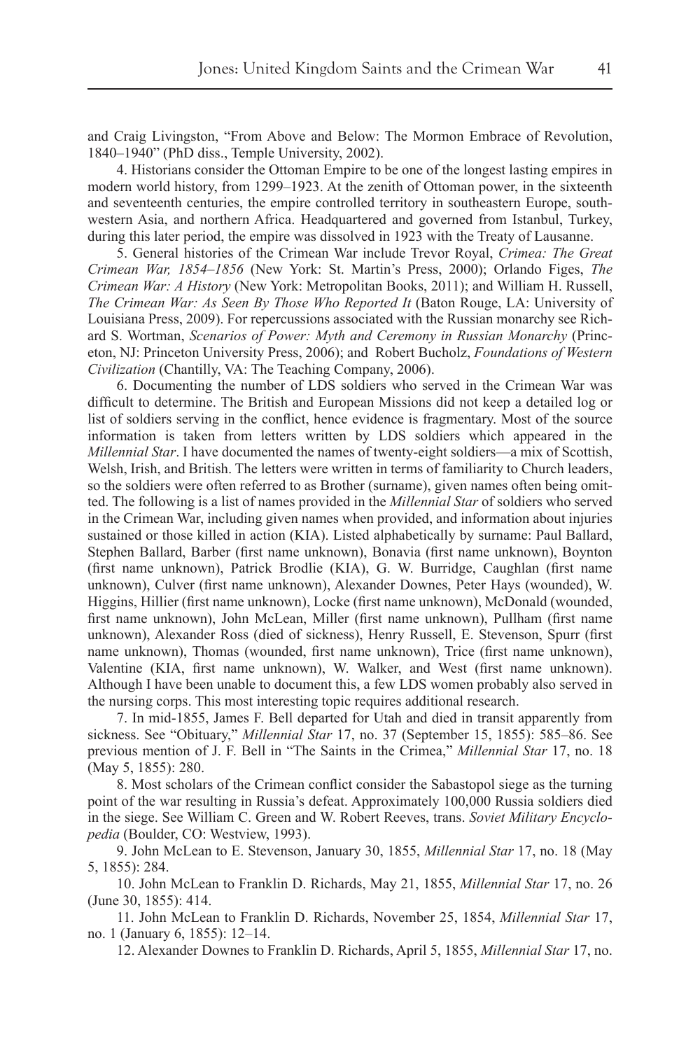and Craig Livingston, "From Above and Below: The Mormon Embrace of Revolution, 1840–1940" (PhD diss., Temple University, 2002).

4. Historians consider the Ottoman Empire to be one of the longest lasting empires in modern world history, from 1299–1923. At the zenith of Ottoman power, in the sixteenth and seventeenth centuries, the empire controlled territory in southeastern Europe, southwestern Asia, and northern Africa. Headquartered and governed from Istanbul, Turkey, during this later period, the empire was dissolved in 1923 with the Treaty of Lausanne.

5. General histories of the Crimean War include Trevor Royal, *Crimea: The Great Crimean War, 1854–1856* (New York: St. Martin's Press, 2000); Orlando Figes, *The Crimean War: A History* (New York: Metropolitan Books, 2011); and William H. Russell, *The Crimean War: As Seen By Those Who Reported It* (Baton Rouge, LA: University of Louisiana Press, 2009). For repercussions associated with the Russian monarchy see Richard S. Wortman, *Scenarios of Power: Myth and Ceremony in Russian Monarchy* (Princeton, NJ: Princeton University Press, 2006); and Robert Bucholz, *Foundations of Western Civilization* (Chantilly, VA: The Teaching Company, 2006).

6. Documenting the number of LDS soldiers who served in the Crimean War was difficult to determine. The British and European Missions did not keep a detailed log or list of soldiers serving in the conflict, hence evidence is fragmentary. Most of the source information is taken from letters written by LDS soldiers which appeared in the *Millennial Star*. I have documented the names of twenty-eight soldiers—a mix of Scottish, Welsh, Irish, and British. The letters were written in terms of familiarity to Church leaders, so the soldiers were often referred to as Brother (surname), given names often being omitted. The following is a list of names provided in the *Millennial Star* of soldiers who served in the Crimean War, including given names when provided, and information about injuries sustained or those killed in action (KIA). Listed alphabetically by surname: Paul Ballard, Stephen Ballard, Barber (first name unknown), Bonavia (first name unknown), Boynton (first name unknown), Patrick Brodlie (KIA), G. W. Burridge, Caughlan (first name unknown), Culver (first name unknown), Alexander Downes, Peter Hays (wounded), W. Higgins, Hillier (first name unknown), Locke (first name unknown), McDonald (wounded, first name unknown), John McLean, Miller (first name unknown), Pullham (first name unknown), Alexander Ross (died of sickness), Henry Russell, E. Stevenson, Spurr (first name unknown), Thomas (wounded, first name unknown), Trice (first name unknown), Valentine (KIA, first name unknown), W. Walker, and West (first name unknown). Although I have been unable to document this, a few LDS women probably also served in the nursing corps. This most interesting topic requires additional research.

7. In mid-1855, James F. Bell departed for Utah and died in transit apparently from sickness. See "Obituary," *Millennial Star* 17, no. 37 (September 15, 1855): 585–86. See previous mention of J. F. Bell in "The Saints in the Crimea," *Millennial Star* 17, no. 18 (May 5, 1855): 280.

8. Most scholars of the Crimean conflict consider the Sabastopol siege as the turning point of the war resulting in Russia's defeat. Approximately 100,000 Russia soldiers died in the siege. See William C. Green and W. Robert Reeves, trans. *Soviet Military Encyclopedia* (Boulder, CO: Westview, 1993).

9. John McLean to E. Stevenson, January 30, 1855, *Millennial Star* 17, no. 18 (May 5, 1855): 284.

10. John McLean to Franklin D. Richards, May 21, 1855, *Millennial Star* 17, no. 26 (June 30, 1855): 414.

11. John McLean to Franklin D. Richards, November 25, 1854, *Millennial Star* 17, no. 1 (January 6, 1855): 12–14.

12. Alexander Downes to Franklin D. Richards, April 5, 1855, *Millennial Star* 17, no.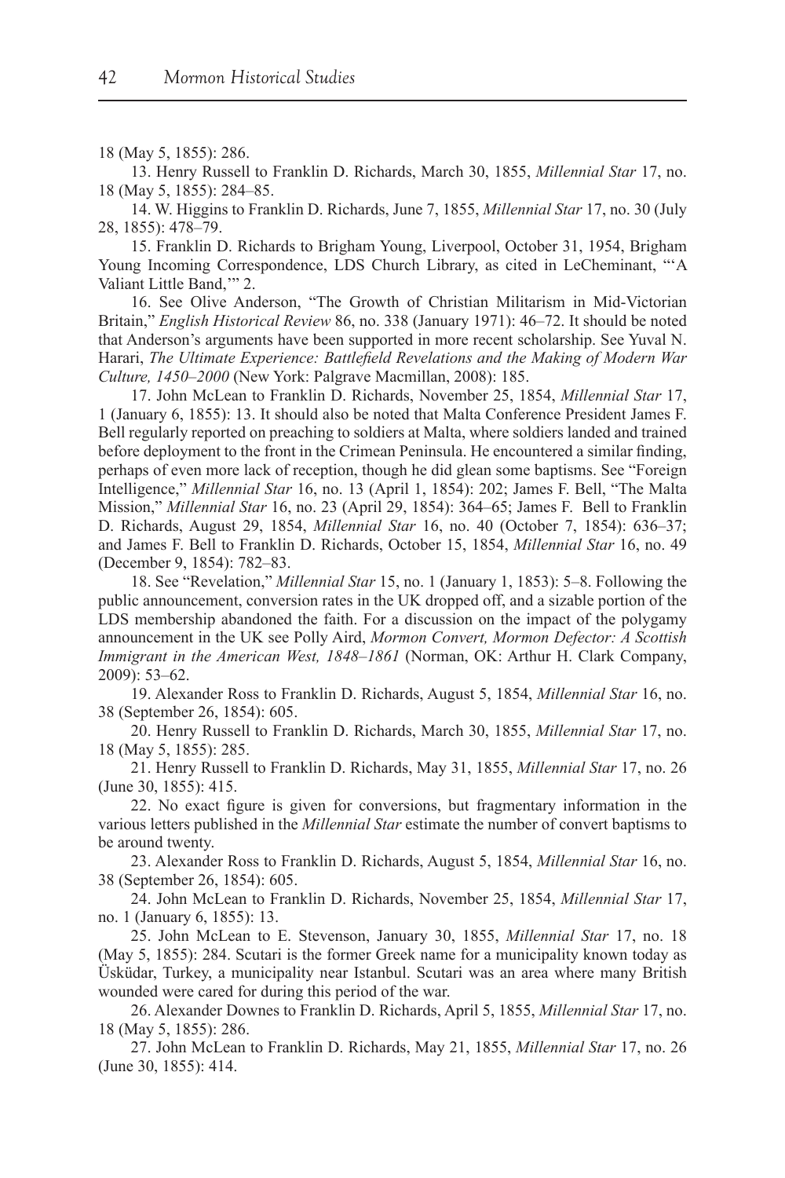18 (May 5, 1855): 286.

13. Henry Russell to Franklin D. Richards, March 30, 1855, *Millennial Star* 17, no. 18 (May 5, 1855): 284–85.

14. W. Higgins to Franklin D. Richards, June 7, 1855, *Millennial Star* 17, no. 30 (July 28, 1855): 478–79.

15. Franklin D. Richards to Brigham Young, Liverpool, October 31, 1954, Brigham Young Incoming Correspondence, LDS Church Library, as cited in LeCheminant, "'A Valiant Little Band,'" 2.

16. See Olive Anderson, "The Growth of Christian Militarism in Mid-Victorian Britain," *English Historical Review* 86, no. 338 (January 1971): 46–72. It should be noted that Anderson's arguments have been supported in more recent scholarship. See Yuval N. Harari, *The Ultimate Experience: Battlefield Revelations and the Making of Modern War Culture, 1450–2000* (New York: Palgrave Macmillan, 2008): 185.

17. John McLean to Franklin D. Richards, November 25, 1854, *Millennial Star* 17, 1 (January 6, 1855): 13. It should also be noted that Malta Conference President James F. Bell regularly reported on preaching to soldiers at Malta, where soldiers landed and trained before deployment to the front in the Crimean Peninsula. He encountered a similar finding, perhaps of even more lack of reception, though he did glean some baptisms. See "Foreign Intelligence," *Millennial Star* 16, no. 13 (April 1, 1854): 202; James F. Bell, "The Malta Mission," *Millennial Star* 16, no. 23 (April 29, 1854): 364–65; James F. Bell to Franklin D. Richards, August 29, 1854, *Millennial Star* 16, no. 40 (October 7, 1854): 636–37; and James F. Bell to Franklin D. Richards, October 15, 1854, *Millennial Star* 16, no. 49 (December 9, 1854): 782–83.

18. See "Revelation," *Millennial Star* 15, no. 1 (January 1, 1853): 5–8. Following the public announcement, conversion rates in the UK dropped off, and a sizable portion of the LDS membership abandoned the faith. For a discussion on the impact of the polygamy announcement in the UK see Polly Aird, *Mormon Convert, Mormon Defector: A Scottish Immigrant in the American West, 1848–1861* (Norman, OK: Arthur H. Clark Company, 2009): 53–62.

19. Alexander Ross to Franklin D. Richards, August 5, 1854, *Millennial Star* 16, no. 38 (September 26, 1854): 605.

20. Henry Russell to Franklin D. Richards, March 30, 1855, *Millennial Star* 17, no. 18 (May 5, 1855): 285.

21. Henry Russell to Franklin D. Richards, May 31, 1855, *Millennial Star* 17, no. 26 (June 30, 1855): 415.

22. No exact figure is given for conversions, but fragmentary information in the various letters published in the *Millennial Star* estimate the number of convert baptisms to be around twenty.

23. Alexander Ross to Franklin D. Richards, August 5, 1854, *Millennial Star* 16, no. 38 (September 26, 1854): 605.

24. John McLean to Franklin D. Richards, November 25, 1854, *Millennial Star* 17, no. 1 (January 6, 1855): 13.

25. John McLean to E. Stevenson, January 30, 1855, *Millennial Star* 17, no. 18 (May 5, 1855): 284. Scutari is the former Greek name for a municipality known today as Üsküdar, Turkey, a municipality near Istanbul. Scutari was an area where many British wounded were cared for during this period of the war.

26. Alexander Downes to Franklin D. Richards, April 5, 1855, *Millennial Star* 17, no. 18 (May 5, 1855): 286.

27. John McLean to Franklin D. Richards, May 21, 1855, *Millennial Star* 17, no. 26 (June 30, 1855): 414.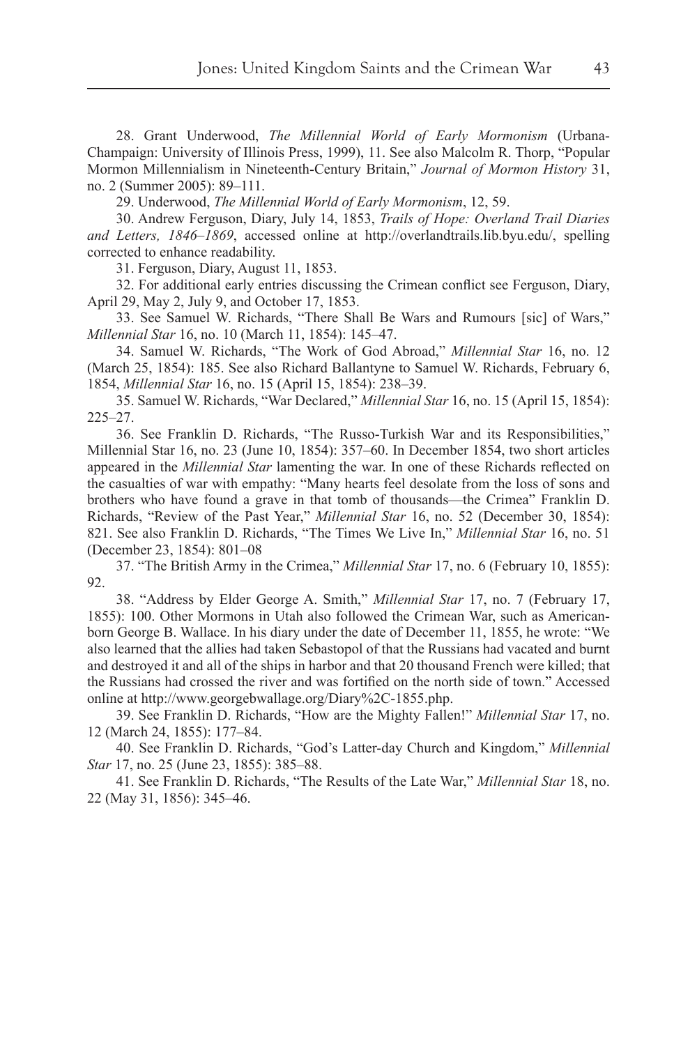28. Grant Underwood, *The Millennial World of Early Mormonism* (Urbana-Champaign: University of Illinois Press, 1999), 11. See also Malcolm R. Thorp, "Popular Mormon Millennialism in Nineteenth-Century Britain," *Journal of Mormon History* 31, no. 2 (Summer 2005): 89–111.

29. Underwood, *The Millennial World of Early Mormonism*, 12, 59.

30. Andrew Ferguson, Diary, July 14, 1853, *Trails of Hope: Overland Trail Diaries and Letters, 1846–1869*, accessed online at http://overlandtrails.lib.byu.edu/, spelling corrected to enhance readability.

31. Ferguson, Diary, August 11, 1853.

32. For additional early entries discussing the Crimean conflict see Ferguson, Diary, April 29, May 2, July 9, and October 17, 1853.

33. See Samuel W. Richards, "There Shall Be Wars and Rumours [sic] of Wars," *Millennial Star* 16, no. 10 (March 11, 1854): 145–47.

34. Samuel W. Richards, "The Work of God Abroad," *Millennial Star* 16, no. 12 (March 25, 1854): 185. See also Richard Ballantyne to Samuel W. Richards, February 6, 1854, *Millennial Star* 16, no. 15 (April 15, 1854): 238–39.

35. Samuel W. Richards, "War Declared," *Millennial Star* 16, no. 15 (April 15, 1854): 225–27.

36. See Franklin D. Richards, "The Russo-Turkish War and its Responsibilities," Millennial Star 16, no. 23 (June 10, 1854): 357–60. In December 1854, two short articles appeared in the *Millennial Star* lamenting the war. In one of these Richards reflected on the casualties of war with empathy: "Many hearts feel desolate from the loss of sons and brothers who have found a grave in that tomb of thousands—the Crimea" Franklin D. Richards, "Review of the Past Year," *Millennial Star* 16, no. 52 (December 30, 1854): 821. See also Franklin D. Richards, "The Times We Live In," *Millennial Star* 16, no. 51 (December 23, 1854): 801–08

37. "The British Army in the Crimea," *Millennial Star* 17, no. 6 (February 10, 1855): 92.

38. "Address by Elder George A. Smith," *Millennial Star* 17, no. 7 (February 17, 1855): 100. Other Mormons in Utah also followed the Crimean War, such as American-born George B. Wallace. In his diary under the date of December 11, 1855, he wrote: "We also learned that the allies had taken Sebastopol of that the Russians had vacated and burnt and destroyed it and all of the ships in harbor and that 20 thousand French were killed; that the Russians had crossed the river and was fortified on the north side of town." Accessed online at http://www.georgebwallage.org/Diary%2C-1855.php.

39. See Franklin D. Richards, "How are the Mighty Fallen!" *Millennial Star* 17, no. 12 (March 24, 1855): 177–84.

40. See Franklin D. Richards, "God's Latter-day Church and Kingdom," *Millennial Star* 17, no. 25 (June 23, 1855): 385–88.

41. See Franklin D. Richards, "The Results of the Late War," *Millennial Star* 18, no. 22 (May 31, 1856): 345–46.